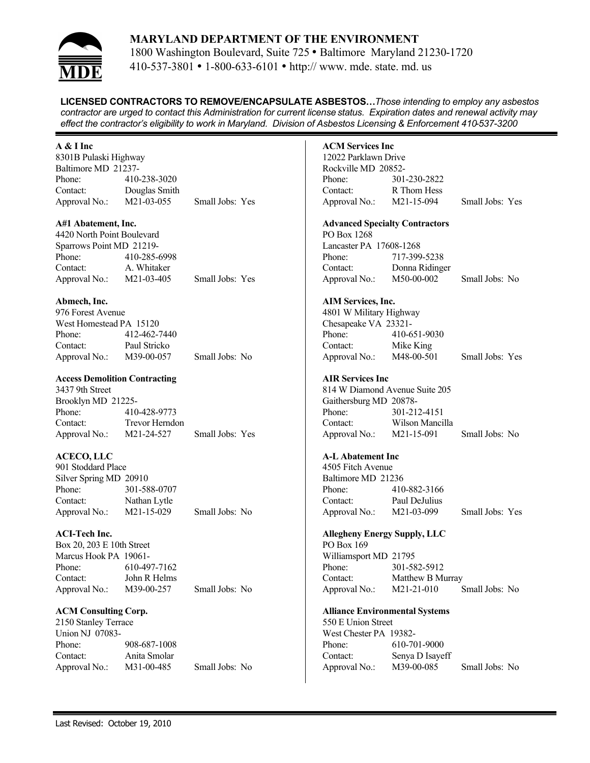# MARYLAND DEPARTMENT OF THE ENVIRONMENT

1800 Washington Boulevard, Suite 725 • Baltimore Maryland 21230-1720
410-537-3801 • 1-800-633-6101 • http:// www. mde. state. md. us

**LICENSED CONTRACTORS TO REMOVE/ENCAPSULATE ASBESTOS…***Those intending to employ any asbestos contractor are urged to contact this Administration for current license status. Expiration dates and renewal activity may effect the contractor's eligibility to work in Maryland. Division of Asbestos Licensing & Enforcement 410-537-3200*

**A & I Inc**
8301B Pulaski Highway
Baltimore MD 21237-
Phone: 410-238-3020
Contact: Douglas Smith
Approval No.: M21-03-055 Small Jobs: Yes

**A#1 Abatement, Inc.**
4420 North Point Boulevard
Sparrows Point MD 21219-
Phone: 410-285-6998
Contact: A. Whitaker
Approval No.: M21-03-405 Small Jobs: Yes

**Abmech, Inc.**
976 Forest Avenue
West Homestead PA 15120
Phone: 412-462-7440
Contact: Paul Stricko
Approval No.: M39-00-057 Small Jobs: No

**Access Demolition Contracting**
3437 9th Street
Brooklyn MD 21225-
Phone: 410-428-9773
Contact: Trevor Herndon
Approval No.: M21-24-527 Small Jobs: Yes

**ACECO, LLC**
901 Stoddard Place
Silver Spring MD 20910
Phone: 301-588-0707
Contact: Nathan Lytle
Approval No.: M21-15-029 Small Jobs: No

**ACI-Tech Inc.**
Box 20, 203 E 10th Street
Marcus Hook PA 19061-
Phone: 610-497-7162
Contact: John R Helms
Approval No.: M39-00-257 Small Jobs: No

**ACM Consulting Corp.**
2150 Stanley Terrace
Union NJ 07083-
Phone: 908-687-1008
Contact: Anita Smolar
Approval No.: M31-00-485 Small Jobs: No

**ACM Services Inc**
12022 Parklawn Drive
Rockville MD 20852-
Phone: 301-230-2822
Contact: R Thom Hess
Approval No.: M21-15-094 Small Jobs: Yes

**Advanced Specialty Contractors**
PO Box 1268
Lancaster PA 17608-1268
Phone: 717-399-5238
Contact: Donna Ridinger
Approval No.: M50-00-002 Small Jobs: No

**AIM Services, Inc.**
4801 W Military Highway
Chesapeake VA 23321-
Phone: 410-651-9030
Contact: Mike King
Approval No.: M48-00-501 Small Jobs: Yes

**AIR Services Inc**
814 W Diamond Avenue Suite 205
Gaithersburg MD 20878-
Phone: 301-212-4151
Contact: Wilson Mancilla
Approval No.: M21-15-091 Small Jobs: No

**A-L Abatement Inc**
4505 Fitch Avenue
Baltimore MD 21236
Phone: 410-882-3166
Contact: Paul DeJulius
Approval No.: M21-03-099 Small Jobs: Yes

**Allegheny Energy Supply, LLC**
PO Box 169
Williamsport MD 21795
Phone: 301-582-5912
Contact: Matthew B Murray
Approval No.: M21-21-010 Small Jobs: No

**Alliance Environmental Systems**
550 E Union Street
West Chester PA 19382-
Phone: 610-701-9000
Contact: Senya D Isayeff
Approval No.: M39-00-085 Small Jobs: No

Last Revised: October 19, 2010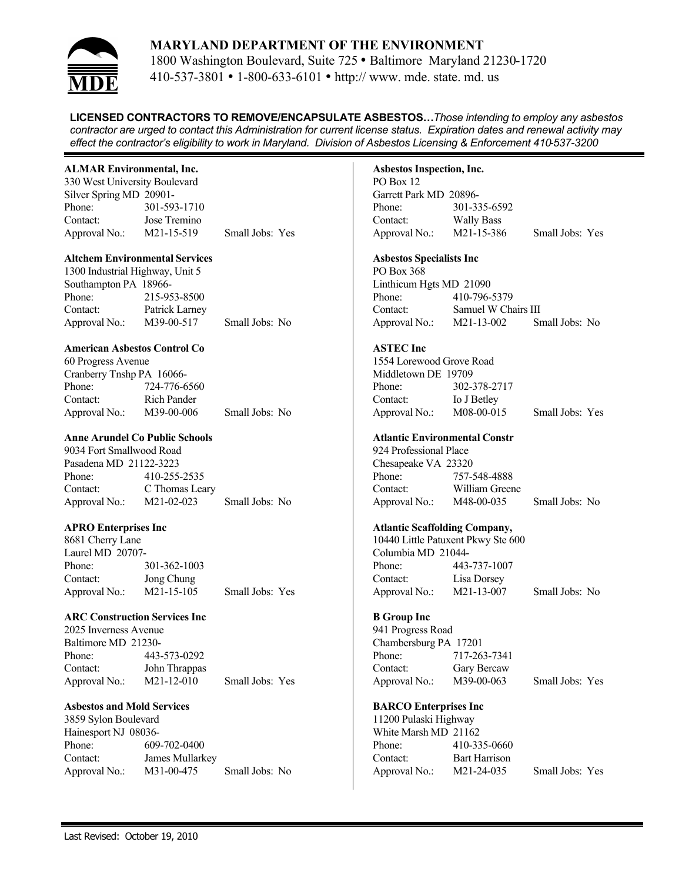# MARYLAND DEPARTMENT OF THE ENVIRONMENT

1800 Washington Boulevard, Suite 725 • Baltimore Maryland 21230-1720
410-537-3801 • 1-800-633-6101 • http:// www. mde. state. md. us

**LICENSED CONTRACTORS TO REMOVE/ENCAPSULATE ASBESTOS…***Those intending to employ any asbestos contractor are urged to contact this Administration for current license status. Expiration dates and renewal activity may effect the contractor's eligibility to work in Maryland. Division of Asbestos Licensing & Enforcement 410-537-3200*

**ALMAR Environmental, Inc.**
330 West University Boulevard
Silver Spring MD 20901-
Phone: 301-593-1710
Contact: Jose Tremino
Approval No.: M21-15-519 Small Jobs: Yes

**Altchem Environmental Services**
1300 Industrial Highway, Unit 5
Southampton PA 18966-
Phone: 215-953-8500
Contact: Patrick Larney
Approval No.: M39-00-517 Small Jobs: No

**American Asbestos Control Co**
60 Progress Avenue
Cranberry Tnshp PA 16066-
Phone: 724-776-6560
Contact: Rich Pander
Approval No.: M39-00-006 Small Jobs: No

**Anne Arundel Co Public Schools**
9034 Fort Smallwood Road
Pasadena MD 21122-3223
Phone: 410-255-2535
Contact: C Thomas Leary
Approval No.: M21-02-023 Small Jobs: No

**APRO Enterprises Inc**
8681 Cherry Lane
Laurel MD 20707-
Phone: 301-362-1003
Contact: Jong Chung
Approval No.: M21-15-105 Small Jobs: Yes

**ARC Construction Services Inc**
2025 Inverness Avenue
Baltimore MD 21230-
Phone: 443-573-0292
Contact: John Thrappas
Approval No.: M21-12-010 Small Jobs: Yes

**Asbestos and Mold Services**
3859 Sylon Boulevard
Hainesport NJ 08036-
Phone: 609-702-0400
Contact: James Mullarkey
Approval No.: M31-00-475 Small Jobs: No

**Asbestos Inspection, Inc.**
PO Box 12
Garrett Park MD 20896-
Phone: 301-335-6592
Contact: Wally Bass
Approval No.: M21-15-386 Small Jobs: Yes

**Asbestos Specialists Inc**
PO Box 368
Linthicum Hgts MD 21090
Phone: 410-796-5379
Contact: Samuel W Chairs III
Approval No.: M21-13-002 Small Jobs: No

**ASTEC Inc**
1554 Lorewood Grove Road
Middletown DE 19709
Phone: 302-378-2717
Contact: Io J Betley
Approval No.: M08-00-015 Small Jobs: Yes

**Atlantic Environmental Constr**
924 Professional Place
Chesapeake VA 23320
Phone: 757-548-4888
Contact: William Greene
Approval No.: M48-00-035 Small Jobs: No

**Atlantic Scaffolding Company,**
10440 Little Patuxent Pkwy Ste 600
Columbia MD 21044-
Phone: 443-737-1007
Contact: Lisa Dorsey
Approval No.: M21-13-007 Small Jobs: No

**B Group Inc**
941 Progress Road
Chambersburg PA 17201
Phone: 717-263-7341
Contact: Gary Bercaw
Approval No.: M39-00-063 Small Jobs: Yes

**BARCO Enterprises Inc**
11200 Pulaski Highway
White Marsh MD 21162
Phone: 410-335-0660
Contact: Bart Harrison
Approval No.: M21-24-035 Small Jobs: Yes

Last Revised: October 19, 2010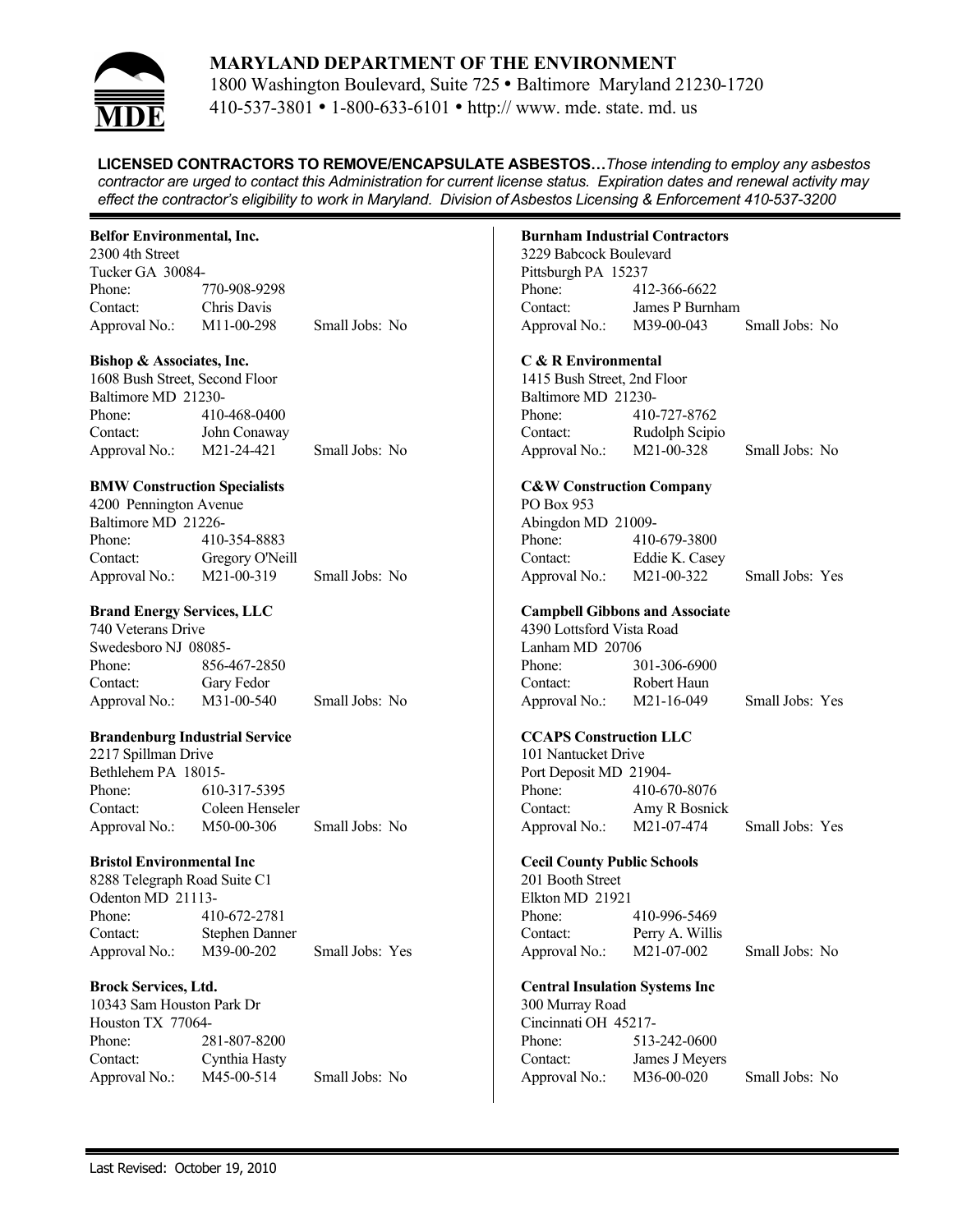# MARYLAND DEPARTMENT OF THE ENVIRONMENT

1800 Washington Boulevard, Suite 725 • Baltimore Maryland 21230-1720
410-537-3801 • 1-800-633-6101 • http:// www. mde. state. md. us

**LICENSED CONTRACTORS TO REMOVE/ENCAPSULATE ASBESTOS…***Those intending to employ any asbestos contractor are urged to contact this Administration for current license status. Expiration dates and renewal activity may effect the contractor's eligibility to work in Maryland. Division of Asbestos Licensing & Enforcement 410-537-3200*

**Belfor Environmental, Inc.**
2300 4th Street
Tucker GA 30084-
Phone: 770-908-9298
Contact: Chris Davis
Approval No.: M11-00-298 Small Jobs: No

**Bishop & Associates, Inc.**
1608 Bush Street, Second Floor
Baltimore MD 21230-
Phone: 410-468-0400
Contact: John Conaway
Approval No.: M21-24-421 Small Jobs: No

**BMW Construction Specialists**
4200 Pennington Avenue
Baltimore MD 21226-
Phone: 410-354-8883
Contact: Gregory O'Neill
Approval No.: M21-00-319 Small Jobs: No

**Brand Energy Services, LLC**
740 Veterans Drive
Swedesboro NJ 08085-
Phone: 856-467-2850
Contact: Gary Fedor
Approval No.: M31-00-540 Small Jobs: No

**Brandenburg Industrial Service**
2217 Spillman Drive
Bethlehem PA 18015-
Phone: 610-317-5395
Contact: Coleen Henseler
Approval No.: M50-00-306 Small Jobs: No

**Bristol Environmental Inc**
8288 Telegraph Road Suite C1
Odenton MD 21113-
Phone: 410-672-2781
Contact: Stephen Danner
Approval No.: M39-00-202 Small Jobs: Yes

**Brock Services, Ltd.**
10343 Sam Houston Park Dr
Houston TX 77064-
Phone: 281-807-8200
Contact: Cynthia Hasty
Approval No.: M45-00-514 Small Jobs: No

**Burnham Industrial Contractors**
3229 Babcock Boulevard
Pittsburgh PA 15237
Phone: 412-366-6622
Contact: James P Burnham
Approval No.: M39-00-043 Small Jobs: No

**C & R Environmental**
1415 Bush Street, 2nd Floor
Baltimore MD 21230-
Phone: 410-727-8762
Contact: Rudolph Scipio
Approval No.: M21-00-328 Small Jobs: No

**C&W Construction Company**
PO Box 953
Abingdon MD 21009-
Phone: 410-679-3800
Contact: Eddie K. Casey
Approval No.: M21-00-322 Small Jobs: Yes

**Campbell Gibbons and Associate**
4390 Lottsford Vista Road
Lanham MD 20706
Phone: 301-306-6900
Contact: Robert Haun
Approval No.: M21-16-049 Small Jobs: Yes

**CCAPS Construction LLC**
101 Nantucket Drive
Port Deposit MD 21904-
Phone: 410-670-8076
Contact: Amy R Bosnick
Approval No.: M21-07-474 Small Jobs: Yes

**Cecil County Public Schools**
201 Booth Street
Elkton MD 21921
Phone: 410-996-5469
Contact: Perry A. Willis
Approval No.: M21-07-002 Small Jobs: No

**Central Insulation Systems Inc**
300 Murray Road
Cincinnati OH 45217-
Phone: 513-242-0600
Contact: James J Meyers
Approval No.: M36-00-020 Small Jobs: No

Last Revised: October 19, 2010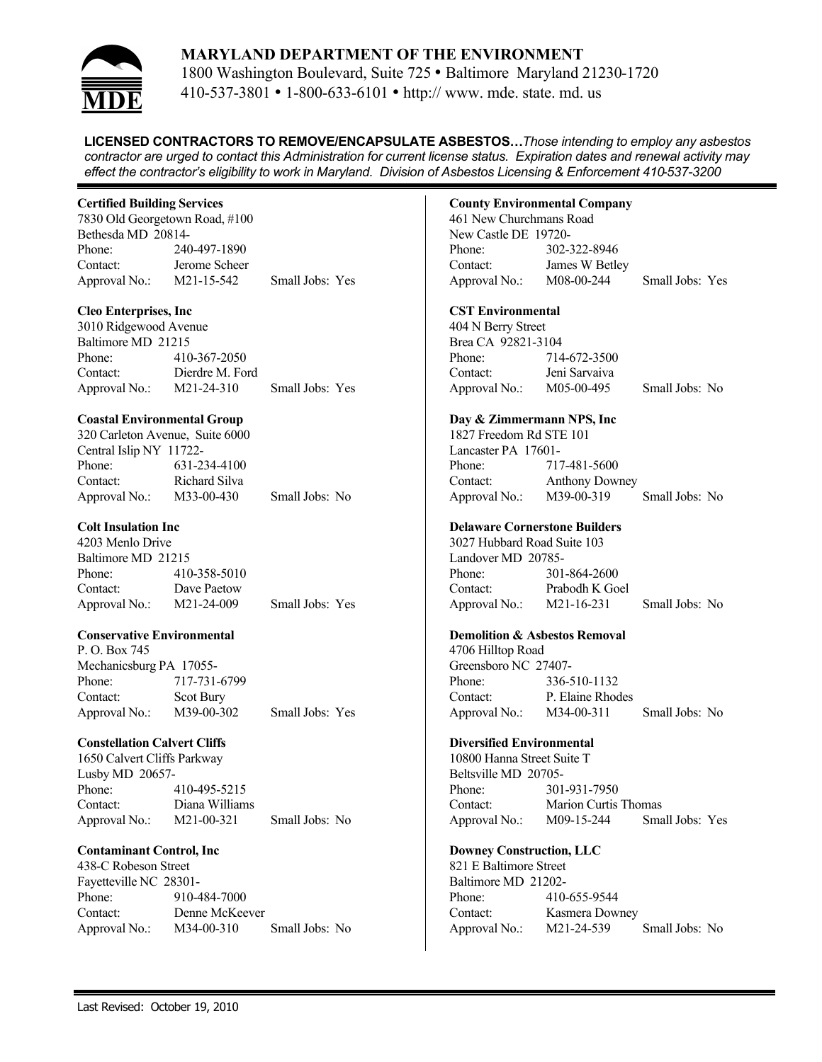# MARYLAND DEPARTMENT OF THE ENVIRONMENT

1800 Washington Boulevard, Suite 725 • Baltimore Maryland 21230-1720
410-537-3801 • 1-800-633-6101 • http:// www. mde. state. md. us

**LICENSED CONTRACTORS TO REMOVE/ENCAPSULATE ASBESTOS…***Those intending to employ any asbestos contractor are urged to contact this Administration for current license status. Expiration dates and renewal activity may effect the contractor's eligibility to work in Maryland. Division of Asbestos Licensing & Enforcement 410-537-3200*

**Certified Building Services**
7830 Old Georgetown Road, #100
Bethesda MD 20814-
Phone: 240-497-1890
Contact: Jerome Scheer
Approval No.: M21-15-542 Small Jobs: Yes

**Cleo Enterprises, Inc**
3010 Ridgewood Avenue
Baltimore MD 21215
Phone: 410-367-2050
Contact: Dierdre M. Ford
Approval No.: M21-24-310 Small Jobs: Yes

**Coastal Environmental Group**
320 Carleton Avenue, Suite 6000
Central Islip NY 11722-
Phone: 631-234-4100
Contact: Richard Silva
Approval No.: M33-00-430 Small Jobs: No

**Colt Insulation Inc**
4203 Menlo Drive
Baltimore MD 21215
Phone: 410-358-5010
Contact: Dave Paetow
Approval No.: M21-24-009 Small Jobs: Yes

**Conservative Environmental**
P. O. Box 745
Mechanicsburg PA 17055-
Phone: 717-731-6799
Contact: Scot Bury
Approval No.: M39-00-302 Small Jobs: Yes

**Constellation Calvert Cliffs**
1650 Calvert Cliffs Parkway
Lusby MD 20657-
Phone: 410-495-5215
Contact: Diana Williams
Approval No.: M21-00-321 Small Jobs: No

**Contaminant Control, Inc**
438-C Robeson Street
Fayetteville NC 28301-
Phone: 910-484-7000
Contact: Denne McKeever
Approval No.: M34-00-310 Small Jobs: No

**County Environmental Company**
461 New Churchmans Road
New Castle DE 19720-
Phone: 302-322-8946
Contact: James W Betley
Approval No.: M08-00-244 Small Jobs: Yes

**CST Environmental**
404 N Berry Street
Brea CA 92821-3104
Phone: 714-672-3500
Contact: Jeni Sarvaiva
Approval No.: M05-00-495 Small Jobs: No

**Day & Zimmermann NPS, Inc**
1827 Freedom Rd STE 101
Lancaster PA 17601-
Phone: 717-481-5600
Contact: Anthony Downey
Approval No.: M39-00-319 Small Jobs: No

**Delaware Cornerstone Builders**
3027 Hubbard Road Suite 103
Landover MD 20785-
Phone: 301-864-2600
Contact: Prabodh K Goel
Approval No.: M21-16-231 Small Jobs: No

**Demolition & Asbestos Removal**
4706 Hilltop Road
Greensboro NC 27407-
Phone: 336-510-1132
Contact: P. Elaine Rhodes
Approval No.: M34-00-311 Small Jobs: No

**Diversified Environmental**
10800 Hanna Street Suite T
Beltsville MD 20705-
Phone: 301-931-7950
Contact: Marion Curtis Thomas
Approval No.: M09-15-244 Small Jobs: Yes

**Downey Construction, LLC**
821 E Baltimore Street
Baltimore MD 21202-
Phone: 410-655-9544
Contact: Kasmera Downey
Approval No.: M21-24-539 Small Jobs: No

Last Revised: October 19, 2010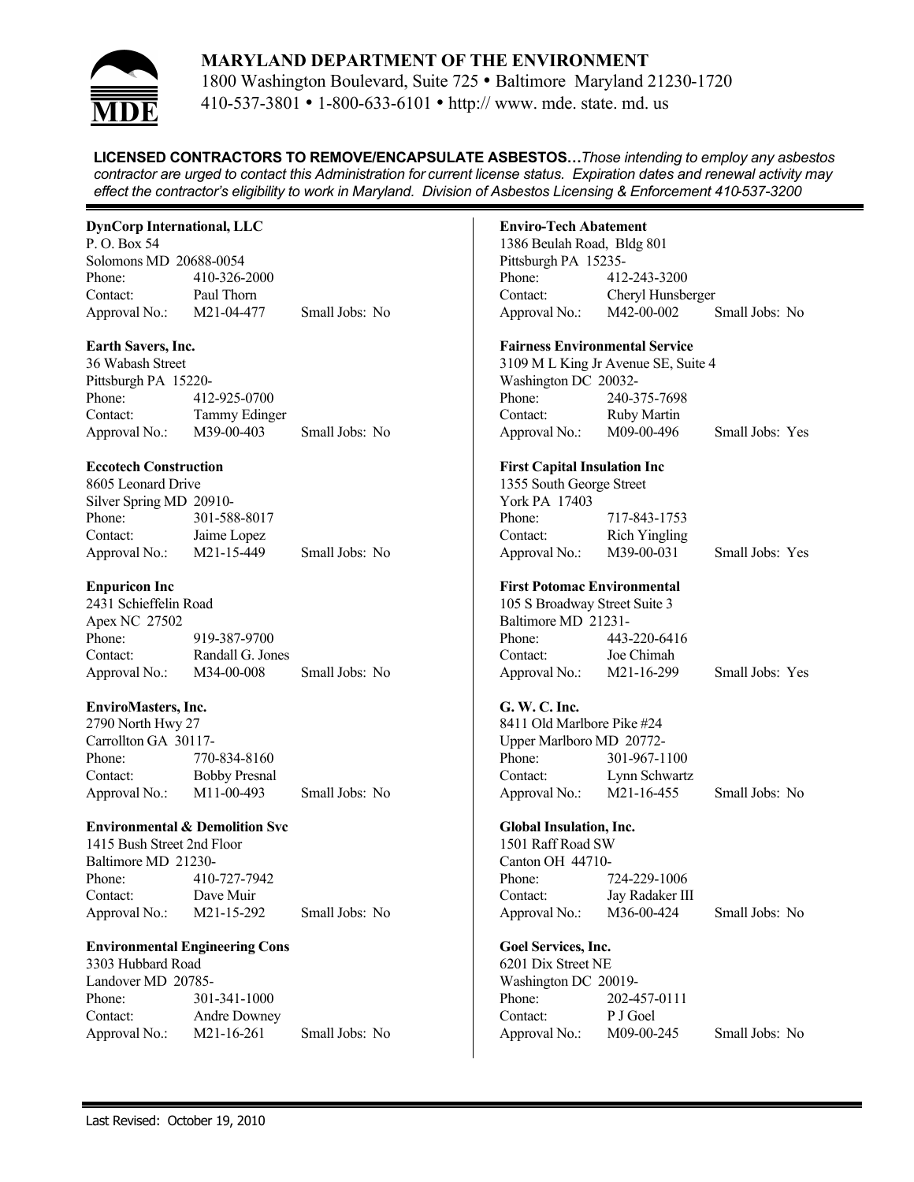# MARYLAND DEPARTMENT OF THE ENVIRONMENT

1800 Washington Boulevard, Suite 725 • Baltimore Maryland 21230-1720
410-537-3801 • 1-800-633-6101 • http:// www. mde. state. md. us

**LICENSED CONTRACTORS TO REMOVE/ENCAPSULATE ASBESTOS…***Those intending to employ any asbestos contractor are urged to contact this Administration for current license status. Expiration dates and renewal activity may effect the contractor's eligibility to work in Maryland. Division of Asbestos Licensing & Enforcement 410-537-3200*

**DynCorp International, LLC**
P. O. Box 54
Solomons MD 20688-0054
Phone: 410-326-2000
Contact: Paul Thorn
Approval No.: M21-04-477 Small Jobs: No

**Earth Savers, Inc.**
36 Wabash Street
Pittsburgh PA 15220-
Phone: 412-925-0700
Contact: Tammy Edinger
Approval No.: M39-00-403 Small Jobs: No

**Eccotech Construction**
8605 Leonard Drive
Silver Spring MD 20910-
Phone: 301-588-8017
Contact: Jaime Lopez
Approval No.: M21-15-449 Small Jobs: No

**Enpuricon Inc**
2431 Schieffelin Road
Apex NC 27502
Phone: 919-387-9700
Contact: Randall G. Jones
Approval No.: M34-00-008 Small Jobs: No

**EnviroMasters, Inc.**
2790 North Hwy 27
Carrollton GA 30117-
Phone: 770-834-8160
Contact: Bobby Presnal
Approval No.: M11-00-493 Small Jobs: No

**Environmental & Demolition Svc**
1415 Bush Street 2nd Floor
Baltimore MD 21230-
Phone: 410-727-7942
Contact: Dave Muir
Approval No.: M21-15-292 Small Jobs: No

**Environmental Engineering Cons**
3303 Hubbard Road
Landover MD 20785-
Phone: 301-341-1000
Contact: Andre Downey
Approval No.: M21-16-261 Small Jobs: No

**Enviro-Tech Abatement**
1386 Beulah Road, Bldg 801
Pittsburgh PA 15235-
Phone: 412-243-3200
Contact: Cheryl Hunsberger
Approval No.: M42-00-002 Small Jobs: No

**Fairness Environmental Service**
3109 M L King Jr Avenue SE, Suite 4
Washington DC 20032-
Phone: 240-375-7698
Contact: Ruby Martin
Approval No.: M09-00-496 Small Jobs: Yes

**First Capital Insulation Inc**
1355 South George Street
York PA 17403
Phone: 717-843-1753
Contact: Rich Yingling
Approval No.: M39-00-031 Small Jobs: Yes

**First Potomac Environmental**
105 S Broadway Street Suite 3
Baltimore MD 21231-
Phone: 443-220-6416
Contact: Joe Chimah
Approval No.: M21-16-299 Small Jobs: Yes

**G. W. C. Inc.**
8411 Old Marlbore Pike #24
Upper Marlboro MD 20772-
Phone: 301-967-1100
Contact: Lynn Schwartz
Approval No.: M21-16-455 Small Jobs: No

**Global Insulation, Inc.**
1501 Raff Road SW
Canton OH 44710-
Phone: 724-229-1006
Contact: Jay Radaker III
Approval No.: M36-00-424 Small Jobs: No

**Goel Services, Inc.**
6201 Dix Street NE
Washington DC 20019-
Phone: 202-457-0111
Contact: P J Goel
Approval No.: M09-00-245 Small Jobs: No

Last Revised: October 19, 2010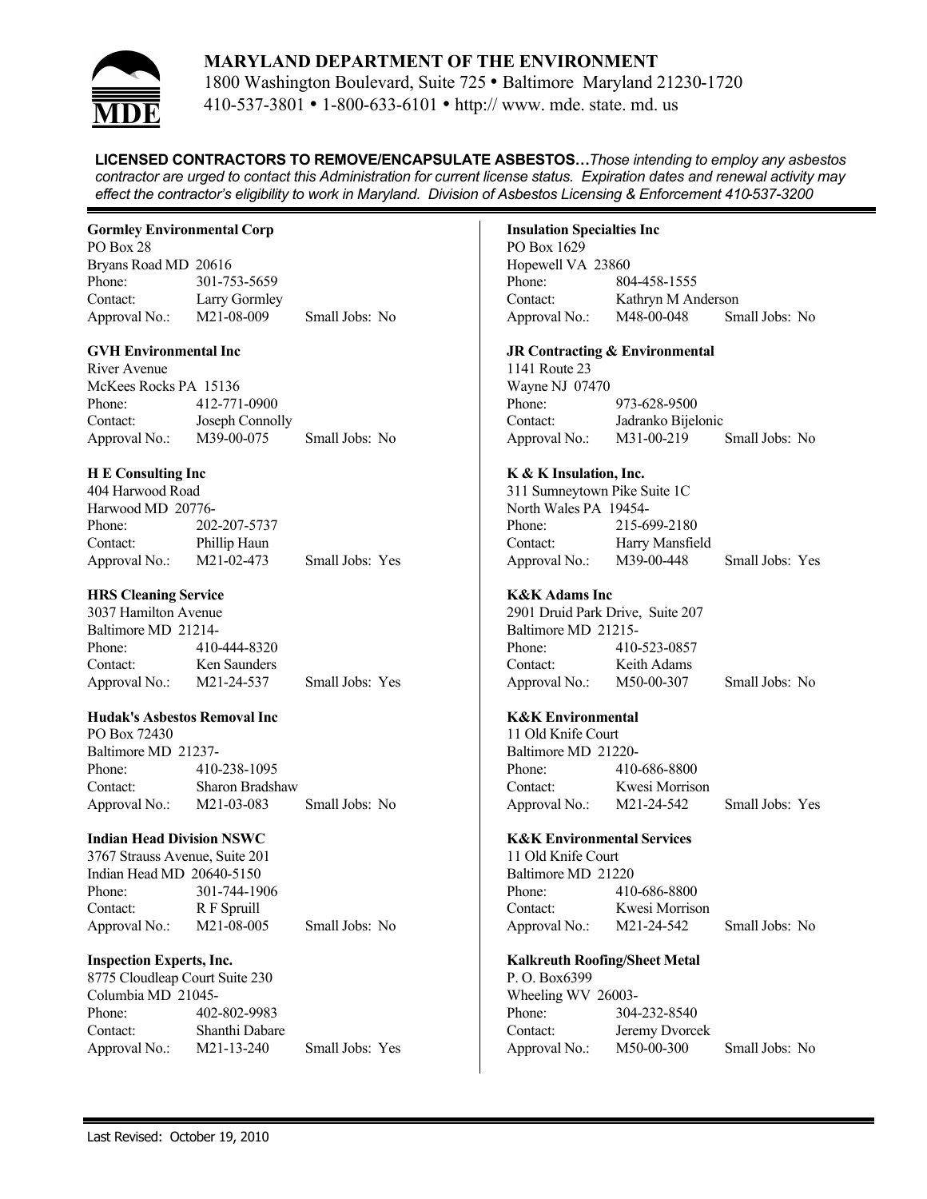# MARYLAND DEPARTMENT OF THE ENVIRONMENT

1800 Washington Boulevard, Suite 725 • Baltimore Maryland 21230-1720
410-537-3801 • 1-800-633-6101 • http:// www. mde. state. md. us

**LICENSED CONTRACTORS TO REMOVE/ENCAPSULATE ASBESTOS…***Those intending to employ any asbestos contractor are urged to contact this Administration for current license status. Expiration dates and renewal activity may effect the contractor's eligibility to work in Maryland. Division of Asbestos Licensing & Enforcement 410-537-3200*

**Gormley Environmental Corp**
PO Box 28
Bryans Road MD 20616
Phone: 301-753-5659
Contact: Larry Gormley
Approval No.: M21-08-009 Small Jobs: No

**GVH Environmental Inc**
River Avenue
McKees Rocks PA 15136
Phone: 412-771-0900
Contact: Joseph Connolly
Approval No.: M39-00-075 Small Jobs: No

**H E Consulting Inc**
404 Harwood Road
Harwood MD 20776-
Phone: 202-207-5737
Contact: Phillip Haun
Approval No.: M21-02-473 Small Jobs: Yes

**HRS Cleaning Service**
3037 Hamilton Avenue
Baltimore MD 21214-
Phone: 410-444-8320
Contact: Ken Saunders
Approval No.: M21-24-537 Small Jobs: Yes

**Hudak's Asbestos Removal Inc**
PO Box 72430
Baltimore MD 21237-
Phone: 410-238-1095
Contact: Sharon Bradshaw
Approval No.: M21-03-083 Small Jobs: No

**Indian Head Division NSWC**
3767 Strauss Avenue, Suite 201
Indian Head MD 20640-5150
Phone: 301-744-1906
Contact: R F Spruill
Approval No.: M21-08-005 Small Jobs: No

**Inspection Experts, Inc.**
8775 Cloudleap Court Suite 230
Columbia MD 21045-
Phone: 402-802-9983
Contact: Shanthi Dabare
Approval No.: M21-13-240 Small Jobs: Yes

**Insulation Specialties Inc**
PO Box 1629
Hopewell VA 23860
Phone: 804-458-1555
Contact: Kathryn M Anderson
Approval No.: M48-00-048 Small Jobs: No

**JR Contracting & Environmental**
1141 Route 23
Wayne NJ 07470
Phone: 973-628-9500
Contact: Jadranko Bijelonic
Approval No.: M31-00-219 Small Jobs: No

**K & K Insulation, Inc.**
311 Sumneytown Pike Suite 1C
North Wales PA 19454-
Phone: 215-699-2180
Contact: Harry Mansfield
Approval No.: M39-00-448 Small Jobs: Yes

**K&K Adams Inc**
2901 Druid Park Drive, Suite 207
Baltimore MD 21215-
Phone: 410-523-0857
Contact: Keith Adams
Approval No.: M50-00-307 Small Jobs: No

**K&K Environmental**
11 Old Knife Court
Baltimore MD 21220-
Phone: 410-686-8800
Contact: Kwesi Morrison
Approval No.: M21-24-542 Small Jobs: Yes

**K&K Environmental Services**
11 Old Knife Court
Baltimore MD 21220
Phone: 410-686-8800
Contact: Kwesi Morrison
Approval No.: M21-24-542 Small Jobs: No

**Kalkreuth Roofing/Sheet Metal**
P. O. Box6399
Wheeling WV 26003-
Phone: 304-232-8540
Contact: Jeremy Dvorcek
Approval No.: M50-00-300 Small Jobs: No

Last Revised: October 19, 2010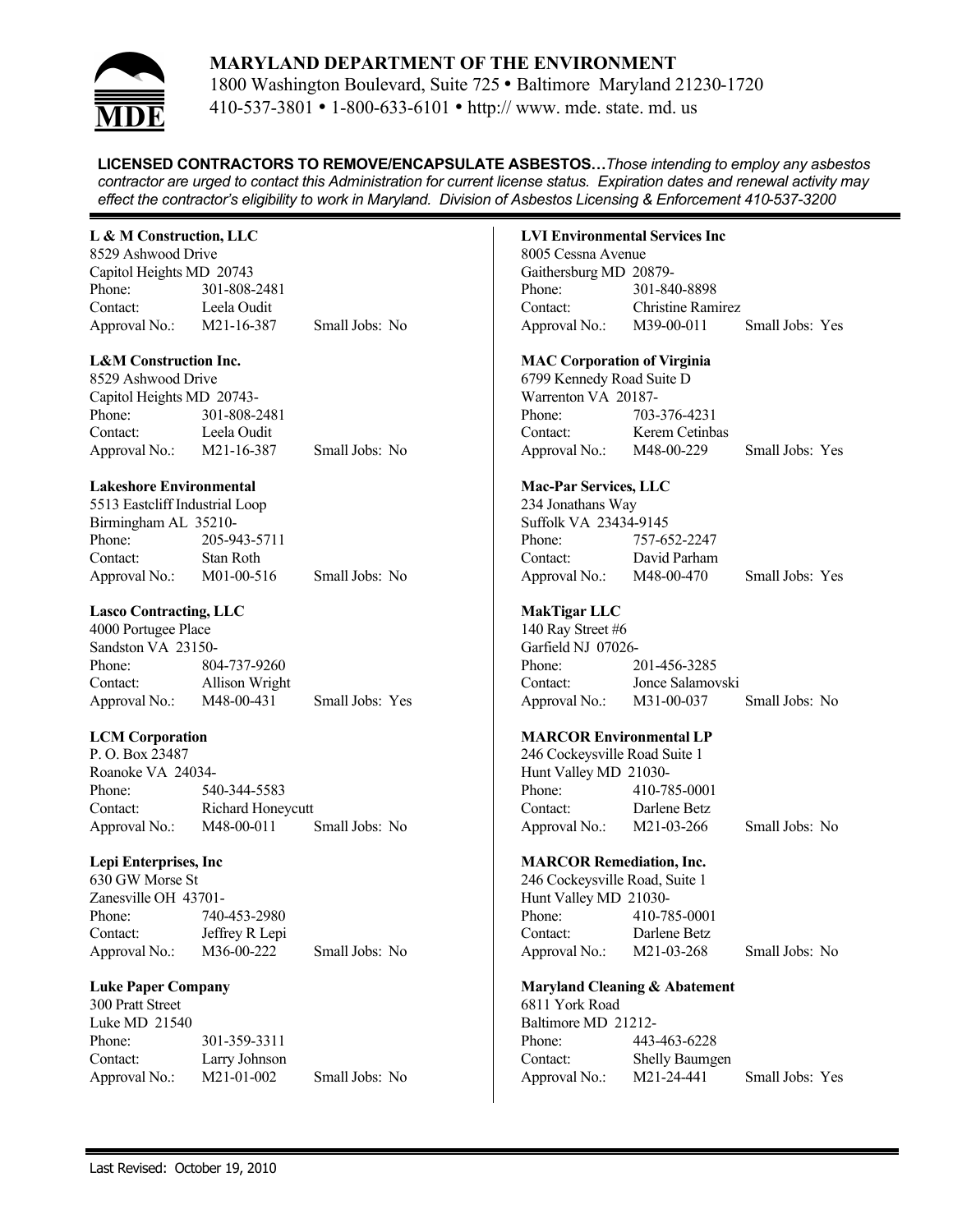# MARYLAND DEPARTMENT OF THE ENVIRONMENT

1800 Washington Boulevard, Suite 725 • Baltimore Maryland 21230-1720
410-537-3801 • 1-800-633-6101 • http:// www. mde. state. md. us

**LICENSED CONTRACTORS TO REMOVE/ENCAPSULATE ASBESTOS…***Those intending to employ any asbestos contractor are urged to contact this Administration for current license status. Expiration dates and renewal activity may effect the contractor's eligibility to work in Maryland. Division of Asbestos Licensing & Enforcement 410-537-3200*

**L & M Construction, LLC**
8529 Ashwood Drive
Capitol Heights MD 20743
Phone: 301-808-2481
Contact: Leela Oudit
Approval No.: M21-16-387 Small Jobs: No

**L&M Construction Inc.**
8529 Ashwood Drive
Capitol Heights MD 20743-
Phone: 301-808-2481
Contact: Leela Oudit
Approval No.: M21-16-387 Small Jobs: No

**Lakeshore Environmental**
5513 Eastcliff Industrial Loop
Birmingham AL 35210-
Phone: 205-943-5711
Contact: Stan Roth
Approval No.: M01-00-516 Small Jobs: No

**Lasco Contracting, LLC**
4000 Portugee Place
Sandston VA 23150-
Phone: 804-737-9260
Contact: Allison Wright
Approval No.: M48-00-431 Small Jobs: Yes

**LCM Corporation**
P. O. Box 23487
Roanoke VA 24034-
Phone: 540-344-5583
Contact: Richard Honeycutt
Approval No.: M48-00-011 Small Jobs: No

**Lepi Enterprises, Inc**
630 GW Morse St
Zanesville OH 43701-
Phone: 740-453-2980
Contact: Jeffrey R Lepi
Approval No.: M36-00-222 Small Jobs: No

**Luke Paper Company**
300 Pratt Street
Luke MD 21540
Phone: 301-359-3311
Contact: Larry Johnson
Approval No.: M21-01-002 Small Jobs: No

**LVI Environmental Services Inc**
8005 Cessna Avenue
Gaithersburg MD 20879-
Phone: 301-840-8898
Contact: Christine Ramirez
Approval No.: M39-00-011 Small Jobs: Yes

**MAC Corporation of Virginia**
6799 Kennedy Road Suite D
Warrenton VA 20187-
Phone: 703-376-4231
Contact: Kerem Cetinbas
Approval No.: M48-00-229 Small Jobs: Yes

**Mac-Par Services, LLC**
234 Jonathans Way
Suffolk VA 23434-9145
Phone: 757-652-2247
Contact: David Parham
Approval No.: M48-00-470 Small Jobs: Yes

**MakTigar LLC**
140 Ray Street #6
Garfield NJ 07026-
Phone: 201-456-3285
Contact: Jonce Salamovski
Approval No.: M31-00-037 Small Jobs: No

**MARCOR Environmental LP**
246 Cockeysville Road Suite 1
Hunt Valley MD 21030-
Phone: 410-785-0001
Contact: Darlene Betz
Approval No.: M21-03-266 Small Jobs: No

**MARCOR Remediation, Inc.**
246 Cockeysville Road, Suite 1
Hunt Valley MD 21030-
Phone: 410-785-0001
Contact: Darlene Betz
Approval No.: M21-03-268 Small Jobs: No

**Maryland Cleaning & Abatement**
6811 York Road
Baltimore MD 21212-
Phone: 443-463-6228
Contact: Shelly Baumgen
Approval No.: M21-24-441 Small Jobs: Yes

Last Revised: October 19, 2010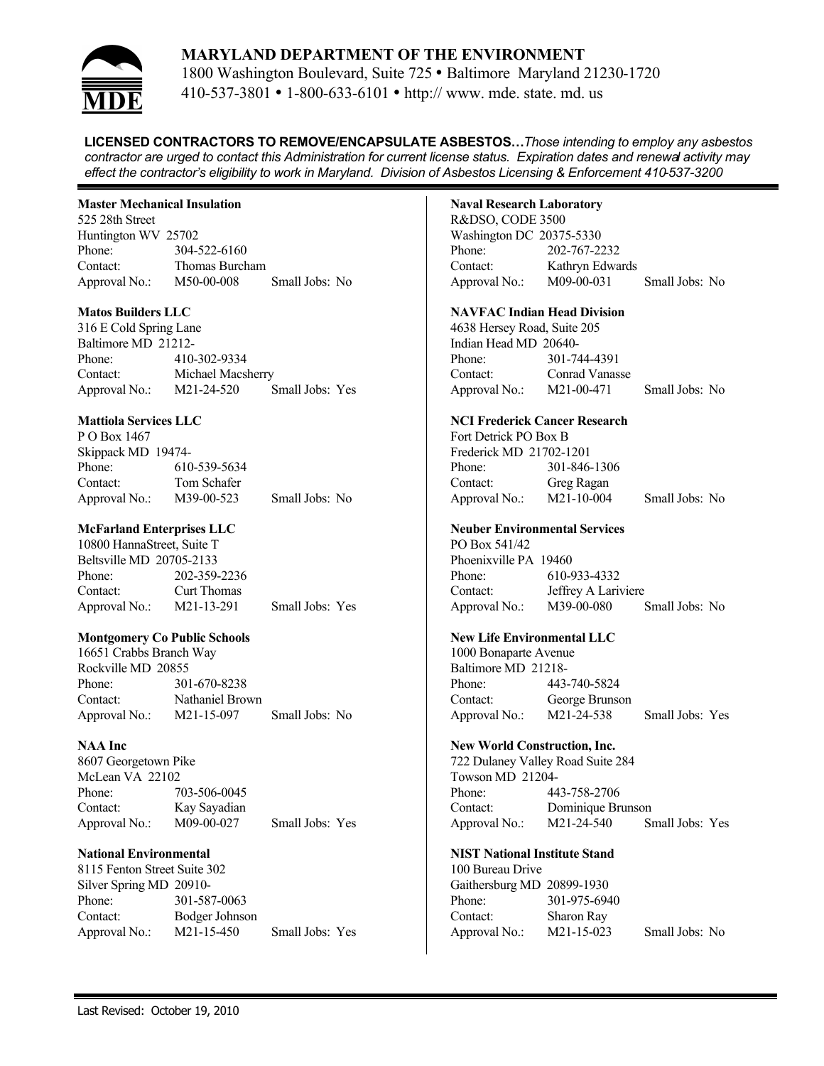# MARYLAND DEPARTMENT OF THE ENVIRONMENT

1800 Washington Boulevard, Suite 725 • Baltimore Maryland 21230-1720
410-537-3801 • 1-800-633-6101 • http:// www. mde. state. md. us

**LICENSED CONTRACTORS TO REMOVE/ENCAPSULATE ASBESTOS…***Those intending to employ any asbestos contractor are urged to contact this Administration for current license status. Expiration dates and renewal activity may effect the contractor's eligibility to work in Maryland. Division of Asbestos Licensing & Enforcement 410-537-3200*

**Master Mechanical Insulation**
525 28th Street
Huntington WV 25702
Phone: 304-522-6160
Contact: Thomas Burcham
Approval No.: M50-00-008 Small Jobs: No

**Matos Builders LLC**
316 E Cold Spring Lane
Baltimore MD 21212-
Phone: 410-302-9334
Contact: Michael Macsherry
Approval No.: M21-24-520 Small Jobs: Yes

**Mattiola Services LLC**
P O Box 1467
Skippack MD 19474-
Phone: 610-539-5634
Contact: Tom Schafer
Approval No.: M39-00-523 Small Jobs: No

**McFarland Enterprises LLC**
10800 HannaStreet, Suite T
Beltsville MD 20705-2133
Phone: 202-359-2236
Contact: Curt Thomas
Approval No.: M21-13-291 Small Jobs: Yes

**Montgomery Co Public Schools**
16651 Crabbs Branch Way
Rockville MD 20855
Phone: 301-670-8238
Contact: Nathaniel Brown
Approval No.: M21-15-097 Small Jobs: No

**NAA Inc**
8607 Georgetown Pike
McLean VA 22102
Phone: 703-506-0045
Contact: Kay Sayadian
Approval No.: M09-00-027 Small Jobs: Yes

**National Environmental**
8115 Fenton Street Suite 302
Silver Spring MD 20910-
Phone: 301-587-0063
Contact: Bodger Johnson
Approval No.: M21-15-450 Small Jobs: Yes

**Naval Research Laboratory**
R&DSO, CODE 3500
Washington DC 20375-5330
Phone: 202-767-2232
Contact: Kathryn Edwards
Approval No.: M09-00-031 Small Jobs: No

**NAVFAC Indian Head Division**
4638 Hersey Road, Suite 205
Indian Head MD 20640-
Phone: 301-744-4391
Contact: Conrad Vanasse
Approval No.: M21-00-471 Small Jobs: No

**NCI Frederick Cancer Research**
Fort Detrick PO Box B
Frederick MD 21702-1201
Phone: 301-846-1306
Contact: Greg Ragan
Approval No.: M21-10-004 Small Jobs: No

**Neuber Environmental Services**
PO Box 541/42
Phoenixville PA 19460
Phone: 610-933-4332
Contact: Jeffrey A Lariviere
Approval No.: M39-00-080 Small Jobs: No

**New Life Environmental LLC**
1000 Bonaparte Avenue
Baltimore MD 21218-
Phone: 443-740-5824
Contact: George Brunson
Approval No.: M21-24-538 Small Jobs: Yes

**New World Construction, Inc.**
722 Dulaney Valley Road Suite 284
Towson MD 21204-
Phone: 443-758-2706
Contact: Dominique Brunson
Approval No.: M21-24-540 Small Jobs: Yes

**NIST National Institute Stand**
100 Bureau Drive
Gaithersburg MD 20899-1930
Phone: 301-975-6940
Contact: Sharon Ray
Approval No.: M21-15-023 Small Jobs: No

Last Revised: October 19, 2010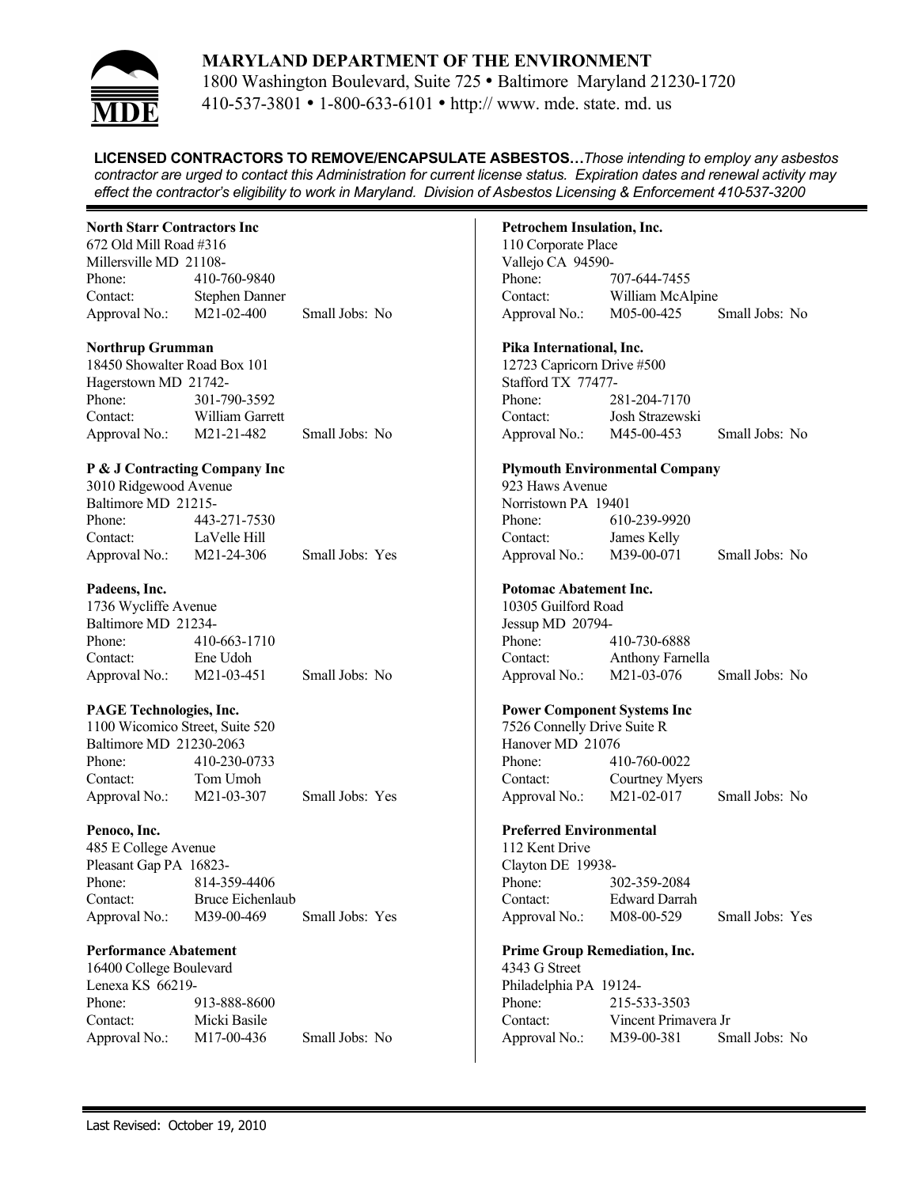# MARYLAND DEPARTMENT OF THE ENVIRONMENT

1800 Washington Boulevard, Suite 725 • Baltimore Maryland 21230-1720
410-537-3801 • 1-800-633-6101 • http:// www. mde. state. md. us

**LICENSED CONTRACTORS TO REMOVE/ENCAPSULATE ASBESTOS…***Those intending to employ any asbestos contractor are urged to contact this Administration for current license status. Expiration dates and renewal activity may effect the contractor's eligibility to work in Maryland. Division of Asbestos Licensing & Enforcement 410-537-3200*

**North Starr Contractors Inc**
672 Old Mill Road #316
Millersville MD 21108-
Phone: 410-760-9840
Contact: Stephen Danner
Approval No.: M21-02-400 Small Jobs: No

**Northrup Grumman**
18450 Showalter Road Box 101
Hagerstown MD 21742-
Phone: 301-790-3592
Contact: William Garrett
Approval No.: M21-21-482 Small Jobs: No

**P & J Contracting Company Inc**
3010 Ridgewood Avenue
Baltimore MD 21215-
Phone: 443-271-7530
Contact: LaVelle Hill
Approval No.: M21-24-306 Small Jobs: Yes

**Padeens, Inc.**
1736 Wycliffe Avenue
Baltimore MD 21234-
Phone: 410-663-1710
Contact: Ene Udoh
Approval No.: M21-03-451 Small Jobs: No

**PAGE Technologies, Inc.**
1100 Wicomico Street, Suite 520
Baltimore MD 21230-2063
Phone: 410-230-0733
Contact: Tom Umoh
Approval No.: M21-03-307 Small Jobs: Yes

**Penoco, Inc.**
485 E College Avenue
Pleasant Gap PA 16823-
Phone: 814-359-4406
Contact: Bruce Eichenlaub
Approval No.: M39-00-469 Small Jobs: Yes

**Performance Abatement**
16400 College Boulevard
Lenexa KS 66219-
Phone: 913-888-8600
Contact: Micki Basile
Approval No.: M17-00-436 Small Jobs: No

**Petrochem Insulation, Inc.**
110 Corporate Place
Vallejo CA 94590-
Phone: 707-644-7455
Contact: William McAlpine
Approval No.: M05-00-425 Small Jobs: No

**Pika International, Inc.**
12723 Capricorn Drive #500
Stafford TX 77477-
Phone: 281-204-7170
Contact: Josh Strazewski
Approval No.: M45-00-453 Small Jobs: No

**Plymouth Environmental Company**
923 Haws Avenue
Norristown PA 19401
Phone: 610-239-9920
Contact: James Kelly
Approval No.: M39-00-071 Small Jobs: No

**Potomac Abatement Inc.**
10305 Guilford Road
Jessup MD 20794-
Phone: 410-730-6888
Contact: Anthony Farnella
Approval No.: M21-03-076 Small Jobs: No

**Power Component Systems Inc**
7526 Connelly Drive Suite R
Hanover MD 21076
Phone: 410-760-0022
Contact: Courtney Myers
Approval No.: M21-02-017 Small Jobs: No

**Preferred Environmental**
112 Kent Drive
Clayton DE 19938-
Phone: 302-359-2084
Contact: Edward Darrah
Approval No.: M08-00-529 Small Jobs: Yes

**Prime Group Remediation, Inc.**
4343 G Street
Philadelphia PA 19124-
Phone: 215-533-3503
Contact: Vincent Primavera Jr
Approval No.: M39-00-381 Small Jobs: No

Last Revised: October 19, 2010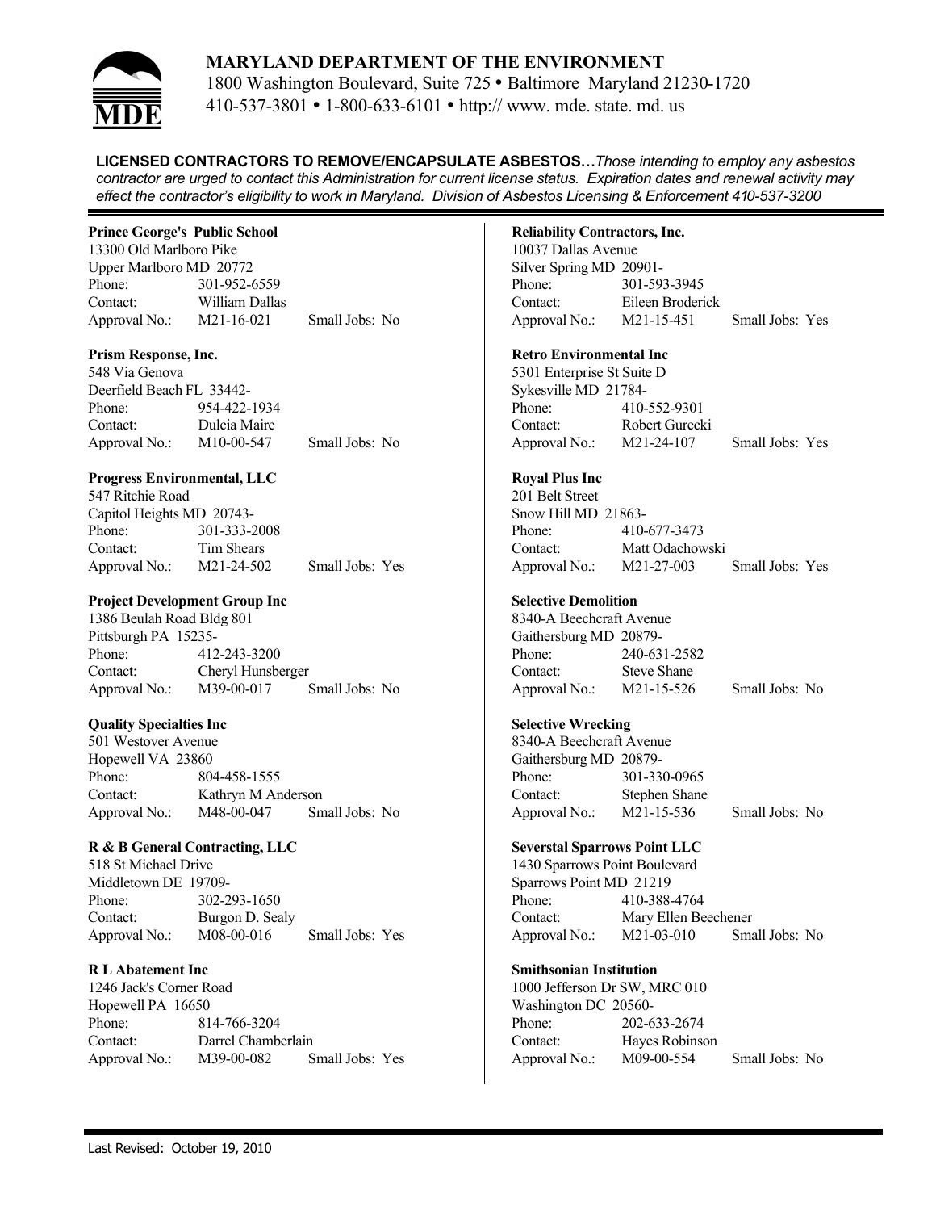# MARYLAND DEPARTMENT OF THE ENVIRONMENT

1800 Washington Boulevard, Suite 725 • Baltimore Maryland 21230-1720
410-537-3801 • 1-800-633-6101 • http:// www. mde. state. md. us

**LICENSED CONTRACTORS TO REMOVE/ENCAPSULATE ASBESTOS…** *Those intending to employ any asbestos contractor are urged to contact this Administration for current license status. Expiration dates and renewal activity may effect the contractor's eligibility to work in Maryland. Division of Asbestos Licensing & Enforcement 410-537-3200*

**Prince George's Public School**
13300 Old Marlboro Pike
Upper Marlboro MD 20772
Phone: 301-952-6559
Contact: William Dallas
Approval No.: M21-16-021 Small Jobs: No

**Prism Response, Inc.**
548 Via Genova
Deerfield Beach FL 33442-
Phone: 954-422-1934
Contact: Dulcia Maire
Approval No.: M10-00-547 Small Jobs: No

**Progress Environmental, LLC**
547 Ritchie Road
Capitol Heights MD 20743-
Phone: 301-333-2008
Contact: Tim Shears
Approval No.: M21-24-502 Small Jobs: Yes

**Project Development Group Inc**
1386 Beulah Road Bldg 801
Pittsburgh PA 15235-
Phone: 412-243-3200
Contact: Cheryl Hunsberger
Approval No.: M39-00-017 Small Jobs: No

**Quality Specialties Inc**
501 Westover Avenue
Hopewell VA 23860
Phone: 804-458-1555
Contact: Kathryn M Anderson
Approval No.: M48-00-047 Small Jobs: No

**R & B General Contracting, LLC**
518 St Michael Drive
Middletown DE 19709-
Phone: 302-293-1650
Contact: Burgon D. Sealy
Approval No.: M08-00-016 Small Jobs: Yes

**R L Abatement Inc**
1246 Jack's Corner Road
Hopewell PA 16650
Phone: 814-766-3204
Contact: Darrel Chamberlain
Approval No.: M39-00-082 Small Jobs: Yes

**Reliability Contractors, Inc.**
10037 Dallas Avenue
Silver Spring MD 20901-
Phone: 301-593-3945
Contact: Eileen Broderick
Approval No.: M21-15-451 Small Jobs: Yes

**Retro Environmental Inc**
5301 Enterprise St Suite D
Sykesville MD 21784-
Phone: 410-552-9301
Contact: Robert Gurecki
Approval No.: M21-24-107 Small Jobs: Yes

**Royal Plus Inc**
201 Belt Street
Snow Hill MD 21863-
Phone: 410-677-3473
Contact: Matt Odachowski
Approval No.: M21-27-003 Small Jobs: Yes

**Selective Demolition**
8340-A Beechcraft Avenue
Gaithersburg MD 20879-
Phone: 240-631-2582
Contact: Steve Shane
Approval No.: M21-15-526 Small Jobs: No

**Selective Wrecking**
8340-A Beechcraft Avenue
Gaithersburg MD 20879-
Phone: 301-330-0965
Contact: Stephen Shane
Approval No.: M21-15-536 Small Jobs: No

**Severstal Sparrows Point LLC**
1430 Sparrows Point Boulevard
Sparrows Point MD 21219
Phone: 410-388-4764
Contact: Mary Ellen Beechener
Approval No.: M21-03-010 Small Jobs: No

**Smithsonian Institution**
1000 Jefferson Dr SW, MRC 010
Washington DC 20560-
Phone: 202-633-2674
Contact: Hayes Robinson
Approval No.: M09-00-554 Small Jobs: No

Last Revised: October 19, 2010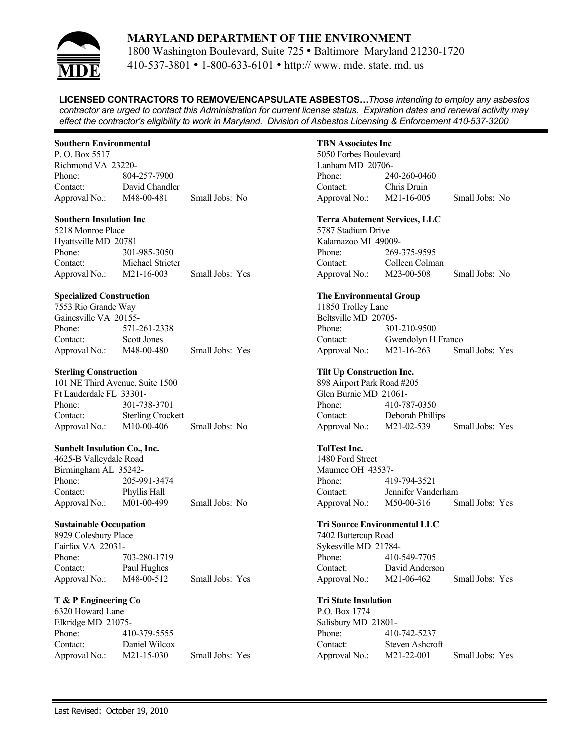# MARYLAND DEPARTMENT OF THE ENVIRONMENT

1800 Washington Boulevard, Suite 725 • Baltimore Maryland 21230-1720
410-537-3801 • 1-800-633-6101 • http:// www. mde. state. md. us

**LICENSED CONTRACTORS TO REMOVE/ENCAPSULATE ASBESTOS…***Those intending to employ any asbestos contractor are urged to contact this Administration for current license status. Expiration dates and renewal activity may effect the contractor's eligibility to work in Maryland. Division of Asbestos Licensing & Enforcement 410-537-3200*

**Southern Environmental**
P. O. Box 5517
Richmond VA 23220-
Phone: 804-257-7900
Contact: David Chandler
Approval No.: M48-00-481 Small Jobs: No

**Southern Insulation Inc**
5218 Monroe Place
Hyattsville MD 20781
Phone: 301-985-3050
Contact: Michael Strieter
Approval No.: M21-16-003 Small Jobs: Yes

**Specialized Construction**
7553 Rio Grande Way
Gainesville VA 20155-
Phone: 571-261-2338
Contact: Scott Jones
Approval No.: M48-00-480 Small Jobs: Yes

**Sterling Construction**
101 NE Third Avenue, Suite 1500
Ft Lauderdale FL 33301-
Phone: 301-738-3701
Contact: Sterling Crockett
Approval No.: M10-00-406 Small Jobs: No

**Sunbelt Insulation Co., Inc.**
4625-B Valleydale Road
Birmingham AL 35242-
Phone: 205-991-3474
Contact: Phyllis Hall
Approval No.: M01-00-499 Small Jobs: No

**Sustainable Occupation**
8929 Colesbury Place
Fairfax VA 22031-
Phone: 703-280-1719
Contact: Paul Hughes
Approval No.: M48-00-512 Small Jobs: Yes

**T & P Engineering Co**
6320 Howard Lane
Elkridge MD 21075-
Phone: 410-379-5555
Contact: Daniel Wilcox
Approval No.: M21-15-030 Small Jobs: Yes

**TBN Associates Inc**
5050 Forbes Boulevard
Lanham MD 20706-
Phone: 240-260-0460
Contact: Chris Druin
Approval No.: M21-16-005 Small Jobs: No

**Terra Abatement Services, LLC**
5787 Stadium Drive
Kalamazoo MI 49009-
Phone: 269-375-9595
Contact: Colleen Colman
Approval No.: M23-00-508 Small Jobs: No

**The Environmental Group**
11850 Trolley Lane
Beltsville MD 20705-
Phone: 301-210-9500
Contact: Gwendolyn H Franco
Approval No.: M21-16-263 Small Jobs: Yes

**Tilt Up Construction Inc.**
898 Airport Park Road #205
Glen Burnie MD 21061-
Phone: 410-787-0350
Contact: Deborah Phillips
Approval No.: M21-02-539 Small Jobs: Yes

**TolTest Inc.**
1480 Ford Street
Maumee OH 43537-
Phone: 419-794-3521
Contact: Jennifer Vanderham
Approval No.: M50-00-316 Small Jobs: Yes

**Tri Source Environmental LLC**
7402 Buttercup Road
Sykesville MD 21784-
Phone: 410-549-7705
Contact: David Anderson
Approval No.: M21-06-462 Small Jobs: Yes

**Tri State Insulation**
P.O. Box 1774
Salisbury MD 21801-
Phone: 410-742-5237
Contact: Steven Ashcroft
Approval No.: M21-22-001 Small Jobs: Yes

Last Revised: October 19, 2010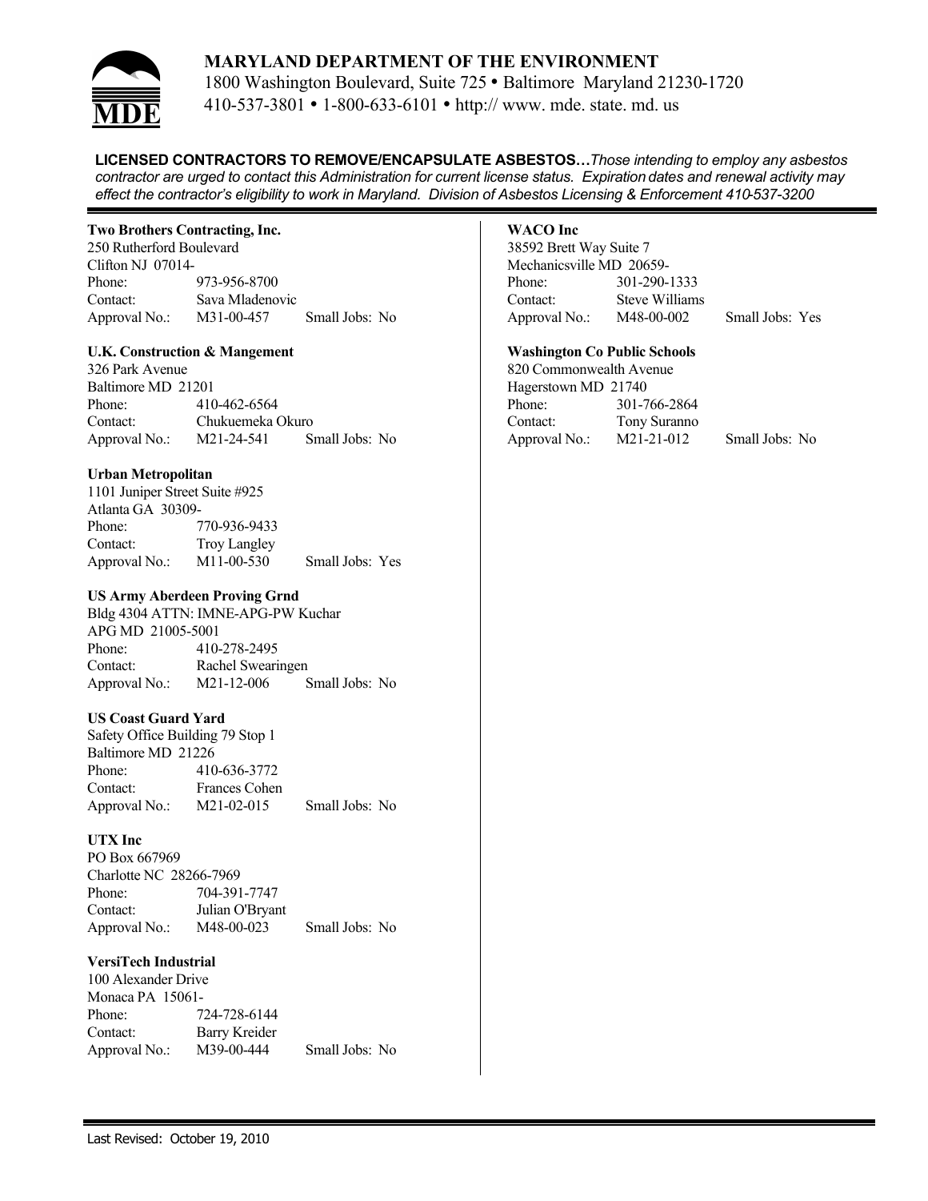# MARYLAND DEPARTMENT OF THE ENVIRONMENT

1800 Washington Boulevard, Suite 725 • Baltimore Maryland 21230-1720
410-537-3801 • 1-800-633-6101 • http:// www. mde. state. md. us

**LICENSED CONTRACTORS TO REMOVE/ENCAPSULATE ASBESTOS…***Those intending to employ any asbestos contractor are urged to contact this Administration for current license status. Expiration dates and renewal activity may effect the contractor's eligibility to work in Maryland. Division of Asbestos Licensing & Enforcement 410-537-3200*

**Two Brothers Contracting, Inc.**
250 Rutherford Boulevard
Clifton NJ 07014-
Phone: 973-956-8700
Contact: Sava Mladenovic
Approval No.: M31-00-457 Small Jobs: No

**U.K. Construction & Mangement**
326 Park Avenue
Baltimore MD 21201
Phone: 410-462-6564
Contact: Chukuemeka Okuro
Approval No.: M21-24-541 Small Jobs: No

**Urban Metropolitan**
1101 Juniper Street Suite #925
Atlanta GA 30309-
Phone: 770-936-9433
Contact: Troy Langley
Approval No.: M11-00-530 Small Jobs: Yes

**US Army Aberdeen Proving Grnd**
Bldg 4304 ATTN: IMNE-APG-PW Kuchar
APG MD 21005-5001
Phone: 410-278-2495
Contact: Rachel Swearingen
Approval No.: M21-12-006 Small Jobs: No

**US Coast Guard Yard**
Safety Office Building 79 Stop 1
Baltimore MD 21226
Phone: 410-636-3772
Contact: Frances Cohen
Approval No.: M21-02-015 Small Jobs: No

**UTX Inc**
PO Box 667969
Charlotte NC 28266-7969
Phone: 704-391-7747
Contact: Julian O'Bryant
Approval No.: M48-00-023 Small Jobs: No

**VersiTech Industrial**
100 Alexander Drive
Monaca PA 15061-
Phone: 724-728-6144
Contact: Barry Kreider
Approval No.: M39-00-444 Small Jobs: No

**WACO Inc**
38592 Brett Way Suite 7
Mechanicsville MD 20659-
Phone: 301-290-1333
Contact: Steve Williams
Approval No.: M48-00-002 Small Jobs: Yes

**Washington Co Public Schools**
820 Commonwealth Avenue
Hagerstown MD 21740
Phone: 301-766-2864
Contact: Tony Suranno
Approval No.: M21-21-012 Small Jobs: No

Last Revised: October 19, 2010